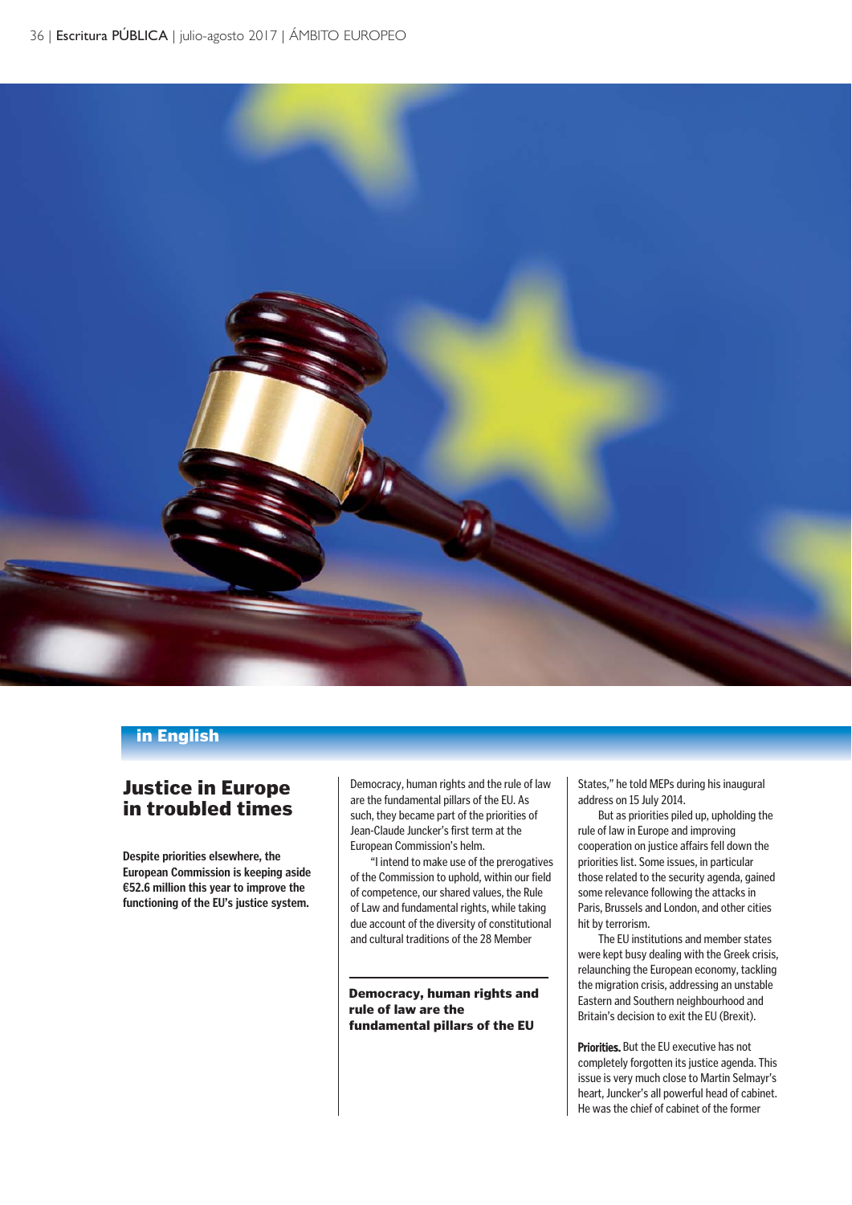in English

# Justice in Europe in troubled times

**Despite priorities elsewhere, the European Commission is keeping aside €52.6 million this year to improve the functioning of the EU's justice system.**

Democracy, human rights and the rule of law are the fundamental pillars of the EU. As such, they became part of the priorities of Jean-Claude Juncker's first term at the European Commission's helm.

"I intend to make use of the prerogatives of the Commission to uphold, within our field of competence, our shared values, the Rule of Law and fundamental rights, while taking due account of the diversity of constitutional and cultural traditions of the 28 Member States," he told MEPs during his inaugural address on 15 July 2014.

**Democracy, human rights and rule of law are the fundamental pillars of the EU**

But as priorities piled up, upholding the rule of law in Europe and improving cooperation on justice affairs fell down the priorities list. Some issues, in particular those related to the security agenda, gained some relevance following the attacks in Paris, Brussels and London, and other cities hit by terrorism.

The EU institutions and member states were kept busy dealing with the Greek crisis, relaunching the European economy, tackling the migration crisis, addressing an unstable Eastern and Southern neighbourhood and Britain's decision to exit the EU (Brexit).

**Priorities.** But the EU executive has not completely forgotten its justice agenda. This issue is very much close to Martin Selmayr's heart, Juncker's all powerful head of cabinet. He was the chief of cabinet of the former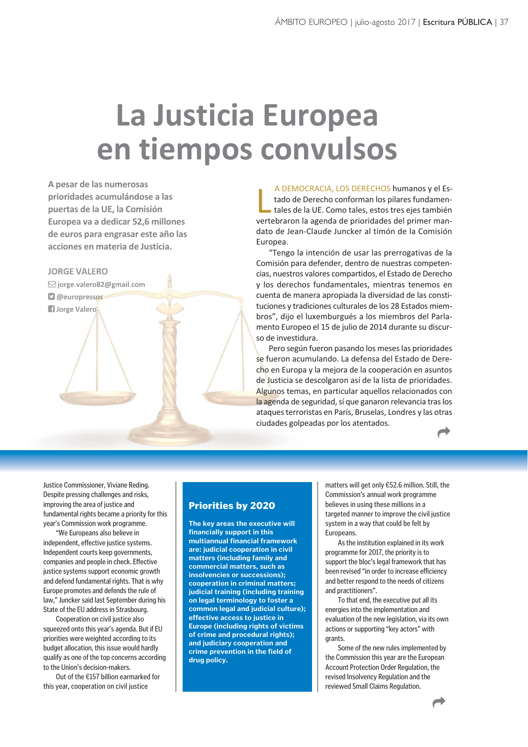# La Justicia Europea en tiempos convulsos

**A pesar de las numerosas prioridades acumulándose a las puertas de la UE, la Comisión Europea va a dedicar 52,6 millones de euros para engrasar este año las acciones en materia de Justicia.**

**JORGE VALERO**
jorge.valero82@gmail.com
@europressos
Jorge Valero

LA DEMOCRACIA, LOS DERECHOS humanos y el Estado de Derecho conforman los pilares fundamentales de la UE. Como tales, estos tres ejes también vertebraron la agenda de prioridades del primer mandato de Jean-Claude Juncker al timón de la Comisión Europea.

"Tengo la intención de usar las prerrogativas de la Comisión para defender, dentro de nuestras competencias, nuestros valores compartidos, el Estado de Derecho y los derechos fundamentales, mientras tenemos en cuenta de manera apropiada la diversidad de las constituciones y tradiciones culturales de los 28 Estados miembros", dijo el luxemburgués a los miembros del Parlamento Europeo el 15 de julio de 2014 durante su discurso de investidura.

Pero según fueron pasando los meses las prioridades se fueron acumulando. La defensa del Estado de Derecho en Europa y la mejora de la cooperación en asuntos de Justicia se descolgaron así de la lista de prioridades. Algunos temas, en particular aquellos relacionados con la agenda de seguridad, sí que ganaron relevancia tras los ataques terroristas en París, Bruselas, Londres y las otras ciudades golpeadas por los atentados.

---

Justice Commissioner, Viviane Reding. Despite pressing challenges and risks, improving the area of justice and fundamental rights became a priority for this year's Commission work programme.

"We Europeans also believe in independent, effective justice systems. Independent courts keep governments, companies and people in check. Effective justice systems support economic growth and defend fundamental rights. That is why Europe promotes and defends the rule of law," Juncker said last September during his State of the EU address in Strasbourg.

Cooperation on civil justice also squeezed onto this year's agenda. But if EU priorities were weighted according to its budget allocation, this issue would hardly qualify as one of the top concerns according to the Union's decision-makers.

Out of the €157 billion earmarked for this year, cooperation on civil justice matters will get only €52.6 million. Still, the Commission's annual work programme believes in using these millions in a targeted manner to improve the civil justice system in a way that could be felt by Europeans.

As the institution explained in its work programme for 2017, the priority is to support the bloc's legal framework that has been revised "in order to increase efficiency and better respond to the needs of citizens and practitioners".

To that end, the executive put all its energies into the implementation and evaluation of the new legislation, via its own actions or supporting "key actors" with grants.

Some of the new rules implemented by the Commission this year are the European Account Protection Order Regulation, the revised Insolvency Regulation and the reviewed Small Claims Regulation.

## Priorities by 2020

**The key areas the executive will financially support in this multiannual financial framework are: judicial cooperation in civil matters (including family and commercial matters, such as insolvencies or successions); cooperation in criminal matters; judicial training (including training on legal terminology to foster a common legal and judicial culture); effective access to justice in Europe (including rights of victims of crime and procedural rights); and judiciary cooperation and crime prevention in the field of drug policy.**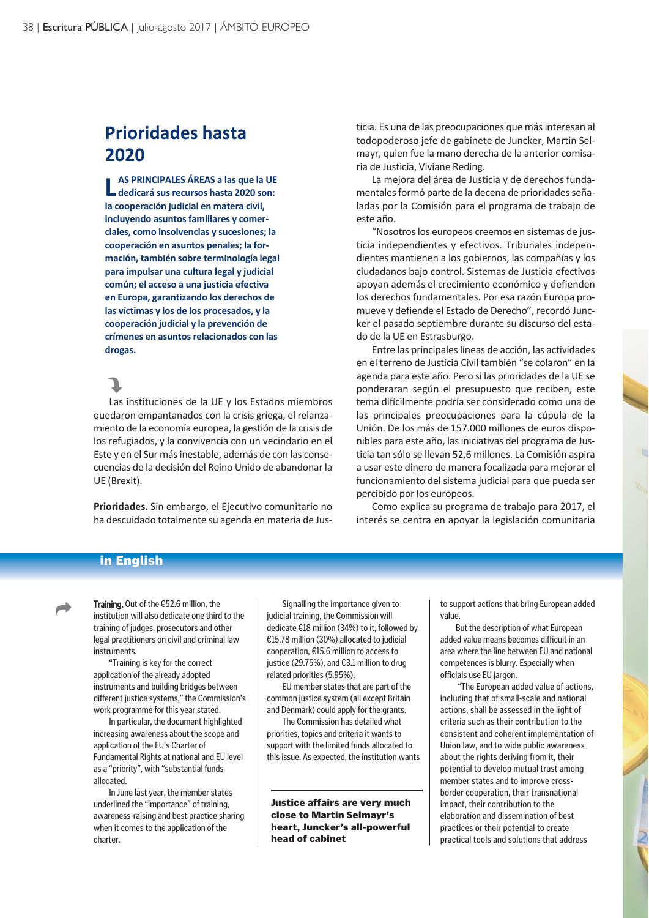## Prioridades hasta 2020

**LAS PRINCIPALES ÁREAS a las que la UE dedicará sus recursos hasta 2020 son: la cooperación judicial en matera civil, incluyendo asuntos familiares y comerciales, como insolvencias y sucesiones; la cooperación en asuntos penales; la formación, también sobre terminología legal para impulsar una cultura legal y judicial común; el acceso a una justicia efectiva en Europa, garantizando los derechos de las víctimas y los de los procesados, y la cooperación judicial y la prevención de crímenes en asuntos relacionados con las drogas.**

Las instituciones de la UE y los Estados miembros quedaron empantanados con la crisis griega, el relanzamiento de la economía europea, la gestión de la crisis de los refugiados, y la convivencia con un vecindario en el Este y en el Sur más inestable, además de con las consecuencias de la decisión del Reino Unido de abandonar la UE (Brexit).

**Prioridades.** Sin embargo, el Ejecutivo comunitario no ha descuidado totalmente su agenda en materia de Justicia. Es una de las preocupaciones que más interesan al todopoderoso jefe de gabinete de Juncker, Martin Selmayr, quien fue la mano derecha de la anterior comisaria de Justicia, Viviane Reding.

La mejora del área de Justicia y de derechos fundamentales formó parte de la decena de prioridades señaladas por la Comisión para el programa de trabajo de este año.

"Nosotros los europeos creemos en sistemas de justicia independientes y efectivos. Tribunales independientes mantienen a los gobiernos, las compañías y los ciudadanos bajo control. Sistemas de Justicia efectivos apoyan además el crecimiento económico y defienden los derechos fundamentales. Por esa razón Europa promueve y defiende el Estado de Derecho", recordó Juncker el pasado septiembre durante su discurso del estado de la UE en Estrasburgo.

Entre las principales líneas de acción, las actividades en el terreno de Justicia Civil también "se colaron" en la agenda para este año. Pero si las prioridades de la UE se ponderaran según el presupuesto que reciben, este tema difícilmente podría ser considerado como una de las principales preocupaciones para la cúpula de la Unión. De los más de 157.000 millones de euros disponibles para este año, las iniciativas del programa de Justicia tan sólo se llevan 52,6 millones. La Comisión aspira a usar este dinero de manera focalizada para mejorar el funcionamiento del sistema judicial para que pueda ser percibido por los europeos.

Como explica su programa de trabajo para 2017, el interés se centra en apoyar la legislación comunitaria

### in English

**Training.** Out of the €52.6 million, the institution will also dedicate one third to the training of judges, prosecutors and other legal practitioners on civil and criminal law instruments.

"Training is key for the correct application of the already adopted instruments and building bridges between different justice systems," the Commission's work programme for this year stated.

In particular, the document highlighted increasing awareness about the scope and application of the EU's Charter of Fundamental Rights at national and EU level as a "priority", with "substantial funds allocated.

In June last year, the member states underlined the "importance" of training, awareness-raising and best practice sharing when it comes to the application of the charter.

Signalling the importance given to judicial training, the Commission will dedicate €18 million (34%) to it, followed by €15.78 million (30%) allocated to judicial cooperation, €15.6 million to access to justice (29.75%), and €3.1 million to drug related priorities (5.95%).

EU member states that are part of the common justice system (all except Britain and Denmark) could apply for the grants.

The Commission has detailed what priorities, topics and criteria it wants to support with the limited funds allocated to this issue. As expected, the institution wants to support actions that bring European added value.

But the description of what European added value means becomes difficult in an area where the line between EU and national competences is blurry. Especially when officials use EU jargon.

"The European added value of actions, including that of small-scale and national actions, shall be assessed in the light of criteria such as their contribution to the consistent and coherent implementation of Union law, and to wide public awareness about the rights deriving from it, their potential to develop mutual trust among member states and to improve cross-border cooperation, their transnational impact, their contribution to the elaboration and dissemination of best practices or their potential to create practical tools and solutions that address

**Justice affairs are very much close to Martin Selmayr's heart, Juncker's all-powerful head of cabinet**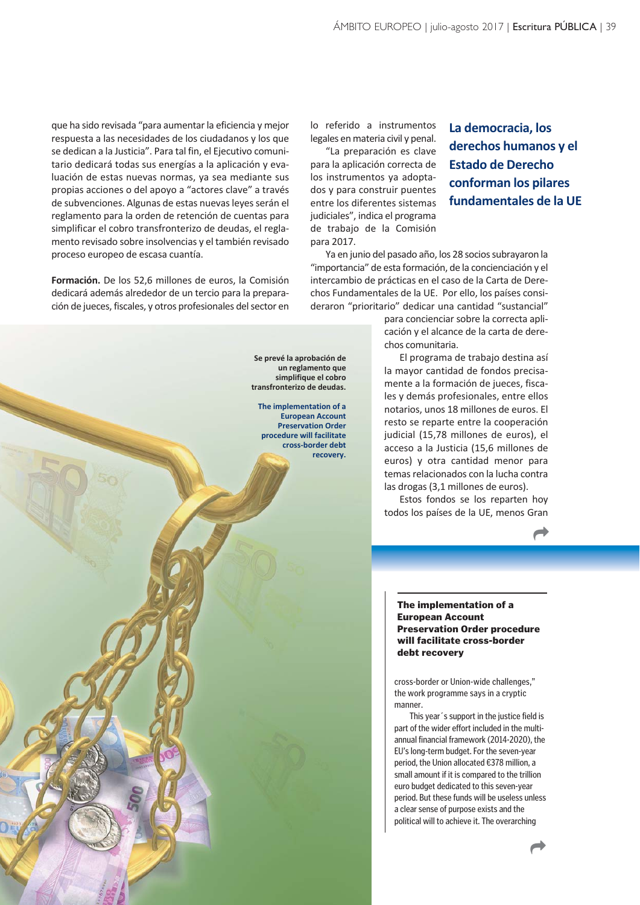que ha sido revisada "para aumentar la eficiencia y mejor respuesta a las necesidades de los ciudadanos y los que se dedican a la Justicia". Para tal fin, el Ejecutivo comunitario dedicará todas sus energías a la aplicación y evaluación de estas nuevas normas, ya sea mediante sus propias acciones o del apoyo a "actores clave" a través de subvenciones. Algunas de estas nuevas leyes serán el reglamento para la orden de retención de cuentas para simplificar el cobro transfronterizo de deudas, el reglamento revisado sobre insolvencias y el también revisado proceso europeo de escasa cuantía.

**Formación.** De los 52,6 millones de euros, la Comisión dedicará además alrededor de un tercio para la preparación de jueces, fiscales, y otros profesionales del sector en lo referido a instrumentos legales en materia civil y penal.

"La preparación es clave para la aplicación correcta de los instrumentos ya adoptados y para construir puentes entre los diferentes sistemas judiciales", indica el programa de trabajo de la Comisión para 2017.

**La democracia, los derechos humanos y el Estado de Derecho conforman los pilares fundamentales de la UE**

Ya en junio del pasado año, los 28 socios subrayaron la "importancia" de esta formación, de la concienciación y el intercambio de prácticas en el caso de la Carta de Derechos Fundamentales de la UE. Por ello, los países consideraron "prioritario" dedicar una cantidad "sustancial" para concienciar sobre la correcta aplicación y el alcance de la carta de derechos comunitaria.

El programa de trabajo destina así la mayor cantidad de fondos precisamente a la formación de jueces, fiscales y demás profesionales, entre ellos notarios, unos 18 millones de euros. El resto se reparte entre la cooperación judicial (15,78 millones de euros), el acceso a la Justicia (15,6 millones de euros) y otra cantidad menor para temas relacionados con la lucha contra las drogas (3,1 millones de euros).

Estos fondos se los reparten hoy todos los países de la UE, menos Gran

**Se prevé la aprobación de un reglamento que simplifique el cobro transfronterizo de deudas.**

**The implementation of a European Account Preservation Order procedure will facilitate cross-border debt recovery.**

---

**The implementation of a European Account Preservation Order procedure will facilitate cross-border debt recovery**

cross-border or Union-wide challenges," the work programme says in a cryptic manner.

This year´s support in the justice field is part of the wider effort included in the multi-annual financial framework (2014-2020), the EU's long-term budget. For the seven-year period, the Union allocated €378 million, a small amount if it is compared to the trillion euro budget dedicated to this seven-year period. But these funds will be useless unless a clear sense of purpose exists and the political will to achieve it. The overarching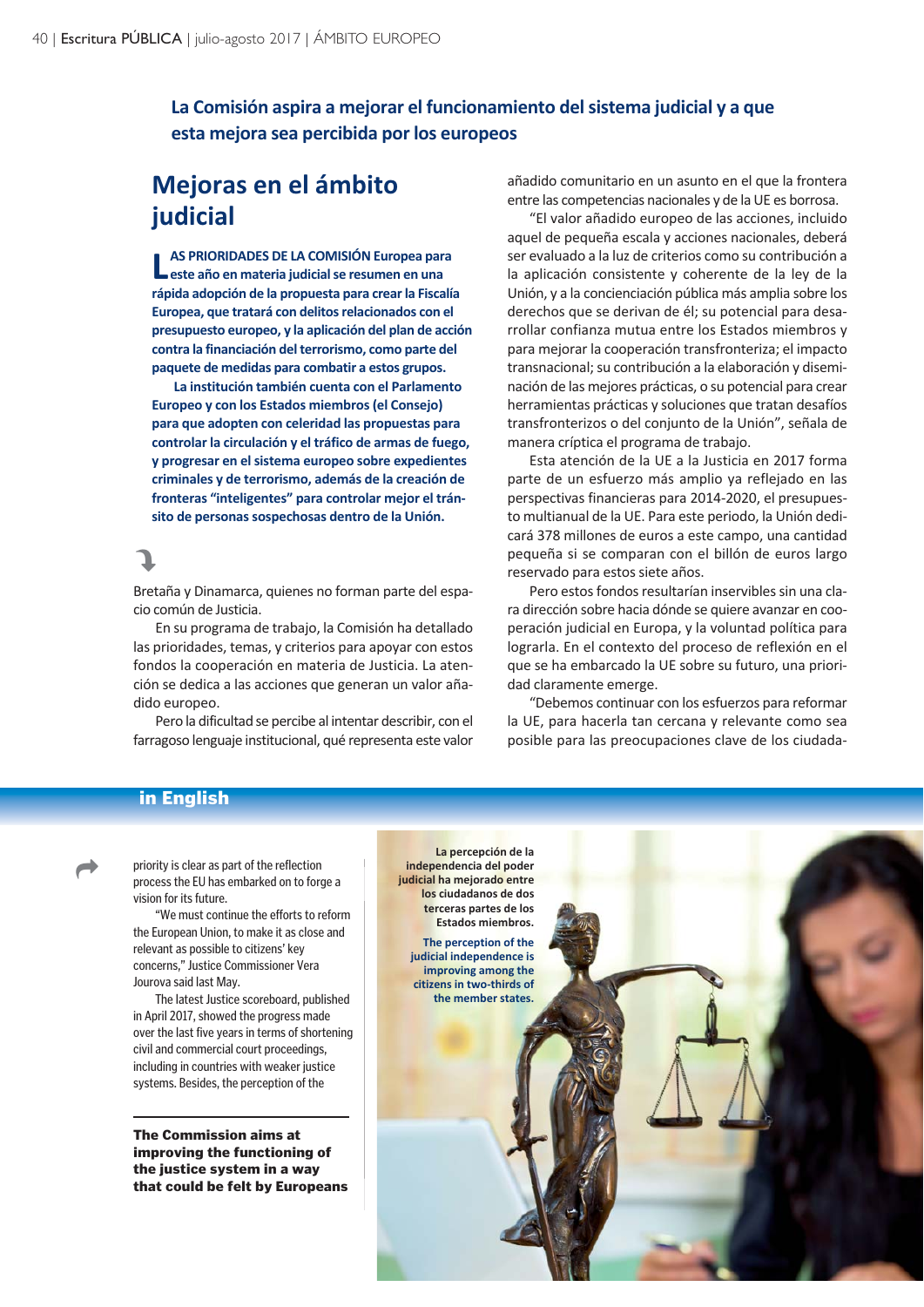**La Comisión aspira a mejorar el funcionamiento del sistema judicial y a que esta mejora sea percibida por los europeos**

## Mejoras en el ámbito judicial

**LAS PRIORIDADES DE LA COMISIÓN Europea para este año en materia judicial se resumen en una rápida adopción de la propuesta para crear la Fiscalía Europea, que tratará con delitos relacionados con el presupuesto europeo, y la aplicación del plan de acción contra la financiación del terrorismo, como parte del paquete de medidas para combatir a estos grupos.**

**La institución también cuenta con el Parlamento Europeo y con los Estados miembros (el Consejo) para que adopten con celeridad las propuestas para controlar la circulación y el tráfico de armas de fuego, y progresar en el sistema europeo sobre expedientes criminales y de terrorismo, además de la creación de fronteras "inteligentes" para controlar mejor el tránsito de personas sospechosas dentro de la Unión.**

Bretaña y Dinamarca, quienes no forman parte del espacio común de Justicia.

En su programa de trabajo, la Comisión ha detallado las prioridades, temas, y criterios para apoyar con estos fondos la cooperación en materia de Justicia. La atención se dedica a las acciones que generan un valor añadido europeo.

Pero la dificultad se percibe al intentar describir, con el farragoso lenguaje institucional, qué representa este valor añadido comunitario en un asunto en el que la frontera entre las competencias nacionales y de la UE es borrosa.

"El valor añadido europeo de las acciones, incluido aquel de pequeña escala y acciones nacionales, deberá ser evaluado a la luz de criterios como su contribución a la aplicación consistente y coherente de la ley de la Unión, y a la concienciación pública más amplia sobre los derechos que se derivan de él; su potencial para desarrollar confianza mutua entre los Estados miembros y para mejorar la cooperación transfronteriza; el impacto transnacional; su contribución a la elaboración y diseminación de las mejores prácticas, o su potencial para crear herramientas prácticas y soluciones que tratan desafíos transfronterizos o del conjunto de la Unión", señala de manera críptica el programa de trabajo.

Esta atención de la UE a la Justicia en 2017 forma parte de un esfuerzo más amplio ya reflejado en las perspectivas financieras para 2014-2020, el presupuesto multianual de la UE. Para este periodo, la Unión dedicará 378 millones de euros a este campo, una cantidad pequeña si se comparan con el billón de euros largo reservado para estos siete años.

Pero estos fondos resultarían inservibles sin una clara dirección sobre hacia dónde se quiere avanzar en cooperación judicial en Europa, y la voluntad política para lograrla. En el contexto del proceso de reflexión en el que se ha embarcado la UE sobre su futuro, una prioridad claramente emerge.

"Debemos continuar con los esfuerzos para reformar la UE, para hacerla tan cercana y relevante como sea posible para las preocupaciones clave de los ciudada-

## in English

priority is clear as part of the reflection process the EU has embarked on to forge a vision for its future.

"We must continue the efforts to reform the European Union, to make it as close and relevant as possible to citizens' key concerns," Justice Commissioner Vera Jourova said last May.

The latest Justice scoreboard, published in April 2017, showed the progress made over the last five years in terms of shortening civil and commercial court proceedings, including in countries with weaker justice systems. Besides, the perception of the

**The Commission aims at improving the functioning of the justice system in a way that could be felt by Europeans**

**La percepción de la independencia del poder judicial ha mejorado entre los ciudadanos de dos terceras partes de los Estados miembros.**

**The perception of the judicial independence is improving among the citizens in two-thirds of the member states.**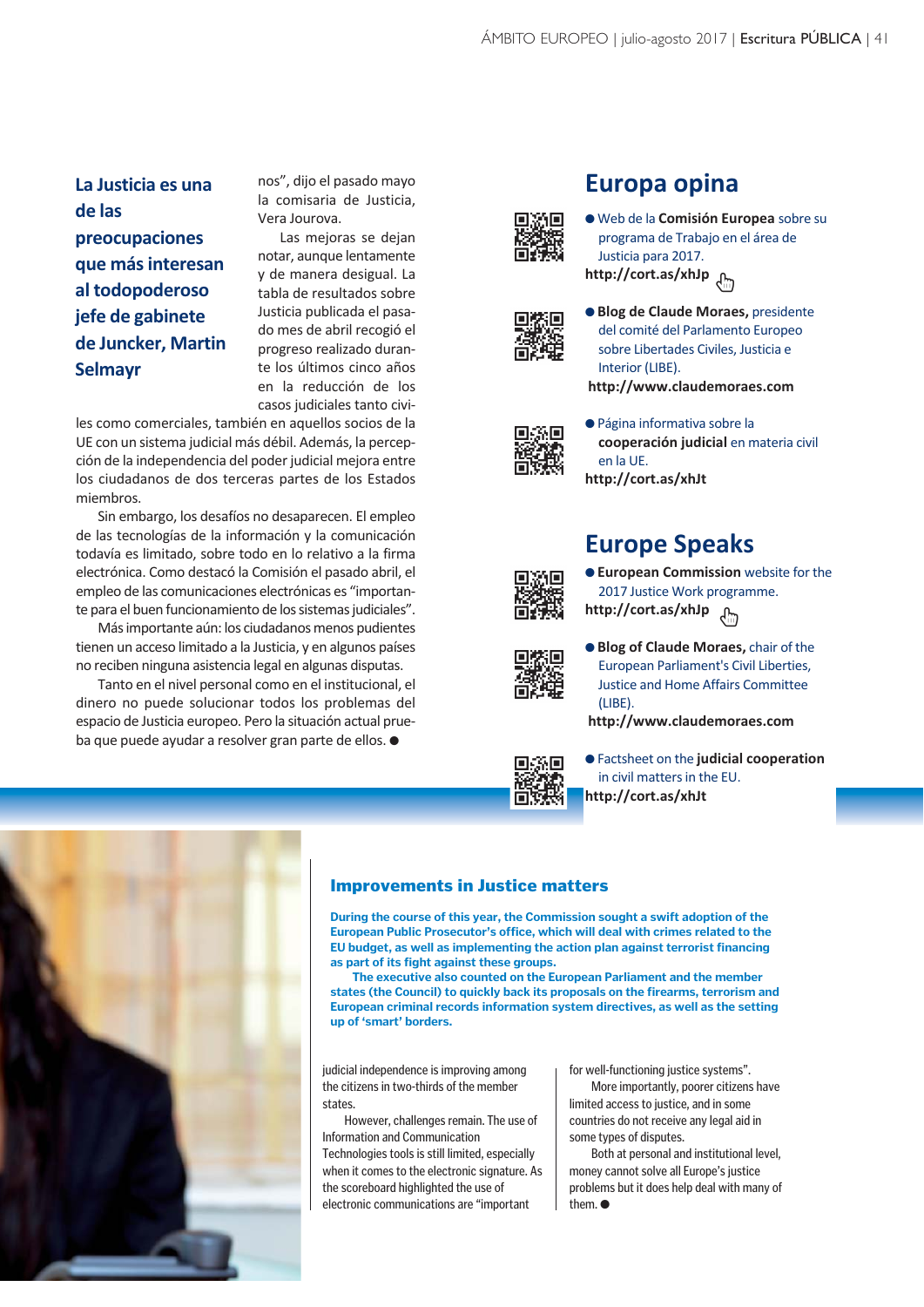**La Justicia es una de las preocupaciones que más interesan al todopoderoso jefe de gabinete de Juncker, Martin Selmayr**

nos", dijo el pasado mayo la comisaria de Justicia, Vera Jourova.

Las mejoras se dejan notar, aunque lentamente y de manera desigual. La tabla de resultados sobre Justicia publicada el pasado mes de abril recogió el progreso realizado durante los últimos cinco años en la reducción de los casos judiciales tanto civiles como comerciales, también en aquellos socios de la UE con un sistema judicial más débil. Además, la percepción de la independencia del poder judicial mejora entre los ciudadanos de dos terceras partes de los Estados miembros.

Sin embargo, los desafíos no desaparecen. El empleo de las tecnologías de la información y la comunicación todavía es limitado, sobre todo en lo relativo a la firma electrónica. Como destacó la Comisión el pasado abril, el empleo de las comunicaciones electrónicas es "importante para el buen funcionamiento de los sistemas judiciales".

Más importante aún: los ciudadanos menos pudientes tienen un acceso limitado a la Justicia, y en algunos países no reciben ninguna asistencia legal en algunas disputas.

Tanto en el nivel personal como en el institucional, el dinero no puede solucionar todos los problemas del espacio de Justicia europeo. Pero la situación actual prueba que puede ayudar a resolver gran parte de ellos. ●

## Europa opina

- Web de la **Comisión Europea** sobre su programa de Trabajo en el área de Justicia para 2017.
**http://cort.as/xhJp**
- **Blog de Claude Moraes,** presidente del comité del Parlamento Europeo sobre Libertades Civiles, Justicia e Interior (LIBE).
**http://www.claudemoraes.com**
- Página informativa sobre la **cooperación judicial** en materia civil en la UE.
**http://cort.as/xhJt**

## Europe Speaks

- **European Commission** website for the 2017 Justice Work programme.
**http://cort.as/xhJp**
- **Blog of Claude Moraes,** chair of the European Parliament's Civil Liberties, Justice and Home Affairs Committee (LIBE).
**http://www.claudemoraes.com**
- Factsheet on the **judicial cooperation** in civil matters in the EU.
**http://cort.as/xhJt**

## Improvements in Justice matters

**During the course of this year, the Commission sought a swift adoption of the European Public Prosecutor's office, which will deal with crimes related to the EU budget, as well as implementing the action plan against terrorist financing as part of its fight against these groups.**

**The executive also counted on the European Parliament and the member states (the Council) to quickly back its proposals on the firearms, terrorism and European criminal records information system directives, as well as the setting up of 'smart' borders.**

judicial independence is improving among the citizens in two-thirds of the member states.

However, challenges remain. The use of Information and Communication Technologies tools is still limited, especially when it comes to the electronic signature. As the scoreboard highlighted the use of electronic communications are "important for well-functioning justice systems".

More importantly, poorer citizens have limited access to justice, and in some countries do not receive any legal aid in some types of disputes.

Both at personal and institutional level, money cannot solve all Europe's justice problems but it does help deal with many of them. ●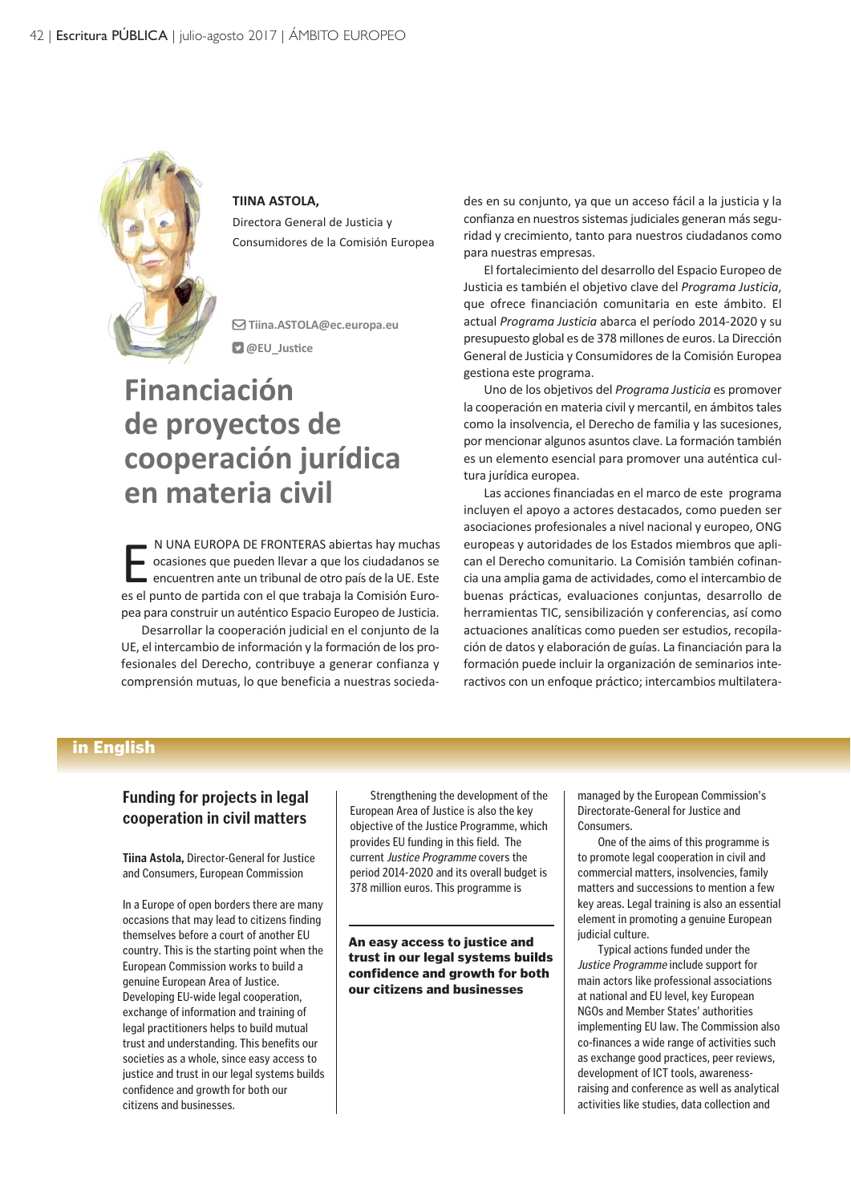**TIINA ASTOLA,**
Directora General de Justicia y Consumidores de la Comisión Europea

Tiina.ASTOLA@ec.europa.eu
@EU_Justice

# Financiación de proyectos de cooperación jurídica en materia civil

EN UNA EUROPA DE FRONTERAS abiertas hay muchas ocasiones que pueden llevar a que los ciudadanos se encuentren ante un tribunal de otro país de la UE. Este es el punto de partida con el que trabaja la Comisión Europea para construir un auténtico Espacio Europeo de Justicia.

Desarrollar la cooperación judicial en el conjunto de la UE, el intercambio de información y la formación de los profesionales del Derecho, contribuye a generar confianza y comprensión mutuas, lo que beneficia a nuestras sociedades en su conjunto, ya que un acceso fácil a la justicia y la confianza en nuestros sistemas judiciales generan más seguridad y crecimiento, tanto para nuestros ciudadanos como para nuestras empresas.

El fortalecimiento del desarrollo del Espacio Europeo de Justicia es también el objetivo clave del *Programa Justicia*, que ofrece financiación comunitaria en este ámbito. El actual *Programa Justicia* abarca el período 2014-2020 y su presupuesto global es de 378 millones de euros. La Dirección General de Justicia y Consumidores de la Comisión Europea gestiona este programa.

Uno de los objetivos del *Programa Justicia* es promover la cooperación en materia civil y mercantil, en ámbitos tales como la insolvencia, el Derecho de familia y las sucesiones, por mencionar algunos asuntos clave. La formación también es un elemento esencial para promover una auténtica cultura jurídica europea.

Las acciones financiadas en el marco de este programa incluyen el apoyo a actores destacados, como pueden ser asociaciones profesionales a nivel nacional y europeo, ONG europeas y autoridades de los Estados miembros que aplican el Derecho comunitario. La Comisión también cofinancia una amplia gama de actividades, como el intercambio de buenas prácticas, evaluaciones conjuntas, desarrollo de herramientas TIC, sensibilización y conferencias, así como actuaciones analíticas como pueden ser estudios, recopilación de datos y elaboración de guías. La financiación para la formación puede incluir la organización de seminarios interactivos con un enfoque práctico; intercambios multilatera-

## in English

### Funding for projects in legal cooperation in civil matters

**Tiina Astola,** Director-General for Justice and Consumers, European Commission

In a Europe of open borders there are many occasions that may lead to citizens finding themselves before a court of another EU country. This is the starting point when the European Commission works to build a genuine European Area of Justice. Developing EU-wide legal cooperation, exchange of information and training of legal practitioners helps to build mutual trust and understanding. This benefits our societies as a whole, since easy access to justice and trust in our legal systems builds confidence and growth for both our citizens and businesses.

Strengthening the development of the European Area of Justice is also the key objective of the Justice Programme, which provides EU funding in this field. The current *Justice Programme* covers the period 2014-2020 and its overall budget is 378 million euros. This programme is managed by the European Commission's Directorate-General for Justice and Consumers.

**An easy access to justice and trust in our legal systems builds confidence and growth for both our citizens and businesses**

One of the aims of this programme is to promote legal cooperation in civil and commercial matters, insolvencies, family matters and successions to mention a few key areas. Legal training is also an essential element in promoting a genuine European judicial culture.

Typical actions funded under the *Justice Programme* include support for main actors like professional associations at national and EU level, key European NGOs and Member States' authorities implementing EU law. The Commission also co-finances a wide range of activities such as exchange good practices, peer reviews, development of ICT tools, awareness-raising and conference as well as analytical activities like studies, data collection and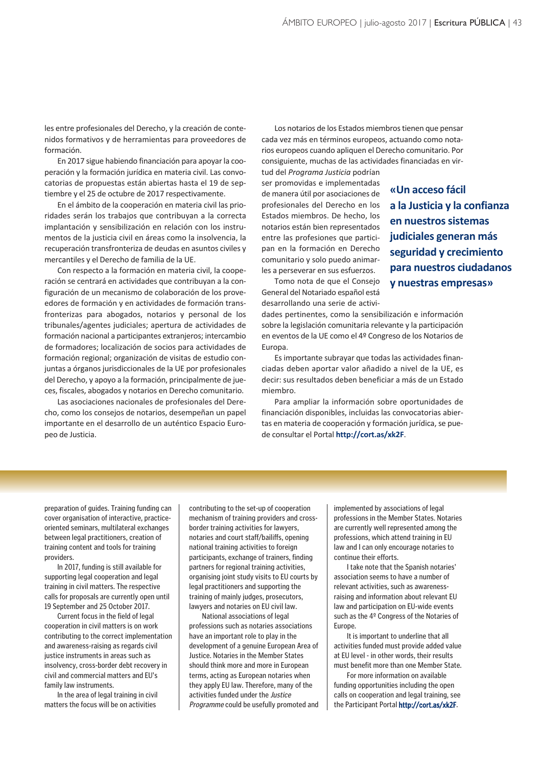les entre profesionales del Derecho, y la creación de contenidos formativos y de herramientas para proveedores de formación.

En 2017 sigue habiendo financiación para apoyar la cooperación y la formación jurídica en materia civil. Las convocatorias de propuestas están abiertas hasta el 19 de septiembre y el 25 de octubre de 2017 respectivamente.

En el ámbito de la cooperación en materia civil las prioridades serán los trabajos que contribuyan a la correcta implantación y sensibilización en relación con los instrumentos de la justicia civil en áreas como la insolvencia, la recuperación transfronteriza de deudas en asuntos civiles y mercantiles y el Derecho de familia de la UE.

Con respecto a la formación en materia civil, la cooperación se centrará en actividades que contribuyan a la configuración de un mecanismo de colaboración de los proveedores de formación y en actividades de formación transfronterizas para abogados, notarios y personal de los tribunales/agentes judiciales; apertura de actividades de formación nacional a participantes extranjeros; intercambio de formadores; localización de socios para actividades de formación regional; organización de visitas de estudio conjuntas a órganos jurisdiccionales de la UE por profesionales del Derecho, y apoyo a la formación, principalmente de jueces, fiscales, abogados y notarios en Derecho comunitario.

Las asociaciones nacionales de profesionales del Derecho, como los consejos de notarios, desempeñan un papel importante en el desarrollo de un auténtico Espacio Europeo de Justicia.

Los notarios de los Estados miembros tienen que pensar cada vez más en términos europeos, actuando como notarios europeos cuando apliquen el Derecho comunitario. Por consiguiente, muchas de las actividades financiadas en virtud del *Programa Justicia* podrían ser promovidas e implementadas de manera útil por asociaciones de profesionales del Derecho en los Estados miembros. De hecho, los notarios están bien representados entre las profesiones que participan en la formación en Derecho comunitario y solo puedo animarles a perseverar en sus esfuerzos.

**«Un acceso fácil a la Justicia y la confianza en nuestros sistemas judiciales generan más seguridad y crecimiento para nuestros ciudadanos y nuestras empresas»**

Tomo nota de que el Consejo General del Notariado español está desarrollando una serie de actividades pertinentes, como la sensibilización e información sobre la legislación comunitaria relevante y la participación en eventos de la UE como el 4º Congreso de los Notarios de Europa.

Es importante subrayar que todas las actividades financiadas deben aportar valor añadido a nivel de la UE, es decir: sus resultados deben beneficiar a más de un Estado miembro.

Para ampliar la información sobre oportunidades de financiación disponibles, incluidas las convocatorias abiertas en materia de cooperación y formación jurídica, se puede consultar el Portal **http://cort.as/xk2F**.

---

preparation of guides. Training funding can cover organisation of interactive, practice-oriented seminars, multilateral exchanges between legal practitioners, creation of training content and tools for training providers.

In 2017, funding is still available for supporting legal cooperation and legal training in civil matters. The respective calls for proposals are currently open until 19 September and 25 October 2017.

Current focus in the field of legal cooperation in civil matters is on work contributing to the correct implementation and awareness-raising as regards civil justice instruments in areas such as insolvency, cross-border debt recovery in civil and commercial matters and EU's family law instruments.

In the area of legal training in civil matters the focus will be on activities contributing to the set-up of cooperation mechanism of training providers and cross-border training activities for lawyers, notaries and court staff/bailiffs, opening national training activities to foreign participants, exchange of trainers, finding partners for regional training activities, organising joint study visits to EU courts by legal practitioners and supporting the training of mainly judges, prosecutors, lawyers and notaries on EU civil law.

National associations of legal professions such as notaries associations have an important role to play in the development of a genuine European Area of Justice. Notaries in the Member States should think more and more in European terms, acting as European notaries when they apply EU law. Therefore, many of the activities funded under the *Justice Programme* could be usefully promoted and implemented by associations of legal professions in the Member States. Notaries are currently well represented among the professions, which attend training in EU law and I can only encourage notaries to continue their efforts.

I take note that the Spanish notaries' association seems to have a number of relevant activities, such as awareness-raising and information about relevant EU law and participation on EU-wide events such as the 4º Congress of the Notaries of Europe.

It is important to underline that all activities funded must provide added value at EU level - in other words, their results must benefit more than one Member State.

For more information on available funding opportunities including the open calls on cooperation and legal training, see the Participant Portal **http://cort.as/xk2F**.